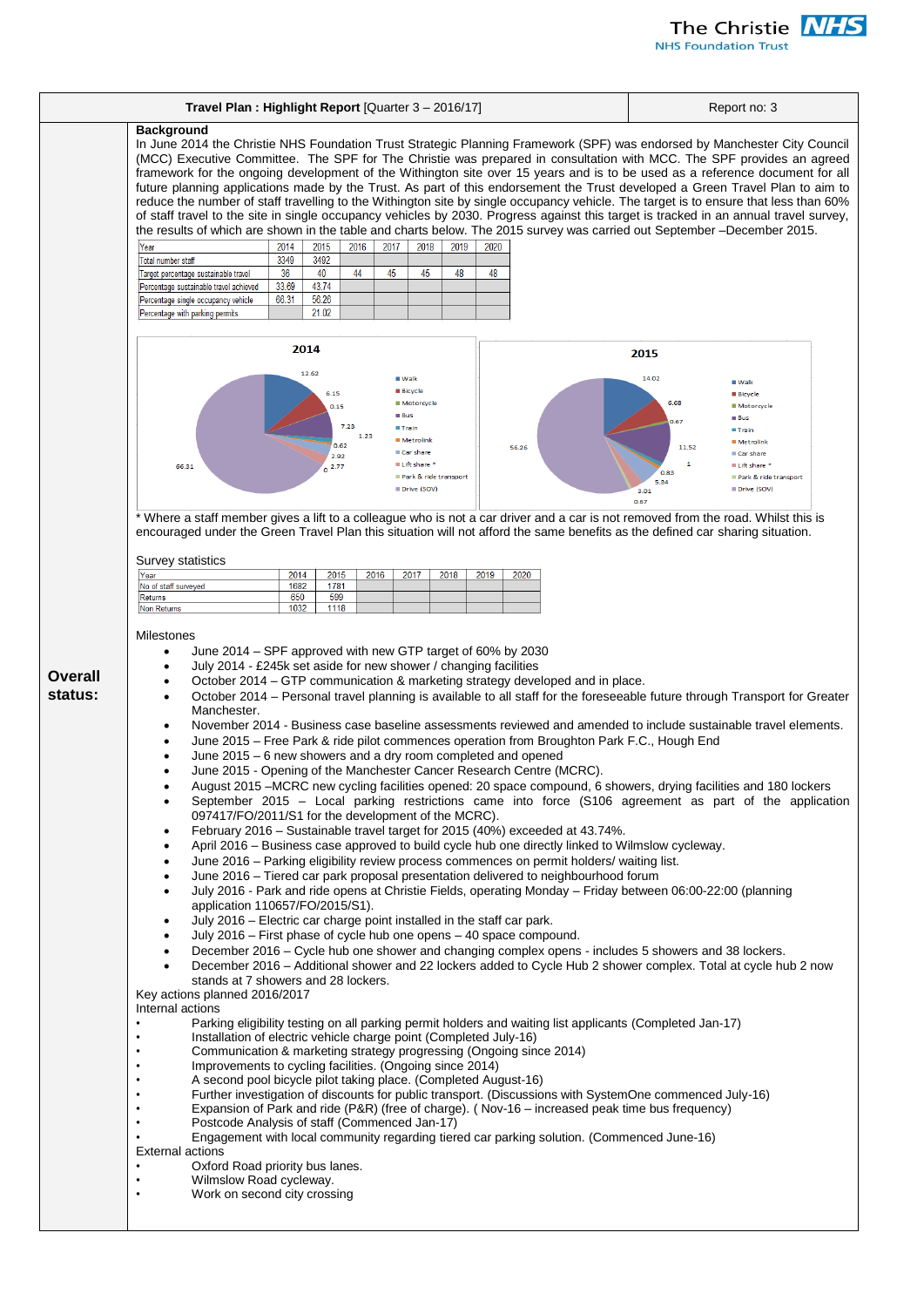| Travel Plan : Highlight Report [Quarter 3 – 2016/17] | Report no: 3 |
|---|---|

**Overall status:**

**Background**

In June 2014 the Christie NHS Foundation Trust Strategic Planning Framework (SPF) was endorsed by Manchester City Council (MCC) Executive Committee. The SPF for The Christie was prepared in consultation with MCC. The SPF provides an agreed framework for the ongoing development of the Withington site over 15 years and is to be used as a reference document for all future planning applications made by the Trust. As part of this endorsement the Trust developed a Green Travel Plan to aim to reduce the number of staff travelling to the Withington site by single occupancy vehicle. The target is to ensure that less than 60% of staff travel to the site in single occupancy vehicles by 2030. Progress against this target is tracked in an annual travel survey, the results of which are shown in the table and charts below. The 2015 survey was carried out September –December 2015.

| Year | 2014 | 2015 | 2016 | 2017 | 2018 | 2019 | 2020 |
|---|---|---|---|---|---|---|---|
| Total number staff | 3349 | 3492 | | | | | |
| Target percentage sustainable travel | 36 | 40 | 44 | 45 | 45 | 48 | 48 |
| Percentage sustainable travel achieved | 33.69 | 43.74 | | | | | |
| Percentage single occupancy vehicle | 66.31 | 56.26 | | | | | |
| Percentage with parking permits | | 21.02 | | | | | |

**2014**

| Mode | % |
|---|---|
| Walk | 12.62 |
| Bicycle | 6.15 |
| Motorcycle | 0.15 |
| Bus | 7.23 |
| Train | 1.23 |
| Metrolink | 0.62 |
| Car share | 2.92 |
| Lift share * | 2.77 |
| Park & ride transport | 0 |
| Drive (SOV) | 66.31 |

**2015**

| Mode | % |
|---|---|
| Walk | 14.02 |
| Bicycle | 6.68 |
| Motorcycle | 0.67 |
| Bus | 11.52 |
| Train | 1 |
| Metrolink | 0.83 |
| Car share | 5.84 |
| Lift share * | 3.01 |
| Park & ride transport | 0.67 |
| Drive (SOV) | 56.26 |

\* Where a staff member gives a lift to a colleague who is not a car driver and a car is not removed from the road. Whilst this is encouraged under the Green Travel Plan this situation will not afford the same benefits as the defined car sharing situation.

Survey statistics

| Year | 2014 | 2015 | 2016 | 2017 | 2018 | 2019 | 2020 |
|---|---|---|---|---|---|---|---|
| No of staff surveyed | 1682 | 1781 | | | | | |
| Returns | 650 | 599 | | | | | |
| Non Returns | 1032 | 1118 | | | | | |

Milestones

- June 2014 – SPF approved with new GTP target of 60% by 2030
- July 2014 - £245k set aside for new shower / changing facilities
- October 2014 – GTP communication & marketing strategy developed and in place.
- October 2014 – Personal travel planning is available to all staff for the foreseeable future through Transport for Greater Manchester.
- November 2014 - Business case baseline assessments reviewed and amended to include sustainable travel elements.
- June 2015 – Free Park & ride pilot commences operation from Broughton Park F.C., Hough End
- June 2015 – 6 new showers and a dry room completed and opened
- June 2015 - Opening of the Manchester Cancer Research Centre (MCRC).
- August 2015 –MCRC new cycling facilities opened: 20 space compound, 6 showers, drying facilities and 180 lockers
- September 2015 – Local parking restrictions came into force (S106 agreement as part of the application 097417/FO/2011/S1 for the development of the MCRC).
- February 2016 – Sustainable travel target for 2015 (40%) exceeded at 43.74%.
- April 2016 – Business case approved to build cycle hub one directly linked to Wilmslow cycleway.
- June 2016 – Parking eligibility review process commences on permit holders/ waiting list.
- June 2016 – Tiered car park proposal presentation delivered to neighbourhood forum
- July 2016 - Park and ride opens at Christie Fields, operating Monday – Friday between 06:00-22:00 (planning application 110657/FO/2015/S1).
- July 2016 – Electric car charge point installed in the staff car park.
- July 2016 – First phase of cycle hub one opens – 40 space compound.
- December 2016 – Cycle hub one shower and changing complex opens - includes 5 showers and 38 lockers.
- December 2016 – Additional shower and 22 lockers added to Cycle Hub 2 shower complex. Total at cycle hub 2 now stands at 7 showers and 28 lockers.

Key actions planned 2016/2017

Internal actions

- Parking eligibility testing on all parking permit holders and waiting list applicants (Completed Jan-17)
- Installation of electric vehicle charge point (Completed July-16)
- Communication & marketing strategy progressing (Ongoing since 2014)
- Improvements to cycling facilities. (Ongoing since 2014)
- A second pool bicycle pilot taking place. (Completed August-16)
- Further investigation of discounts for public transport. (Discussions with SystemOne commenced July-16)
- Expansion of Park and ride (P&R) (free of charge). ( Nov-16 – increased peak time bus frequency)
- Postcode Analysis of staff (Commenced Jan-17)
- Engagement with local community regarding tiered car parking solution. (Commenced June-16)

External actions

- Oxford Road priority bus lanes.
- Wilmslow Road cycleway.
- Work on second city crossing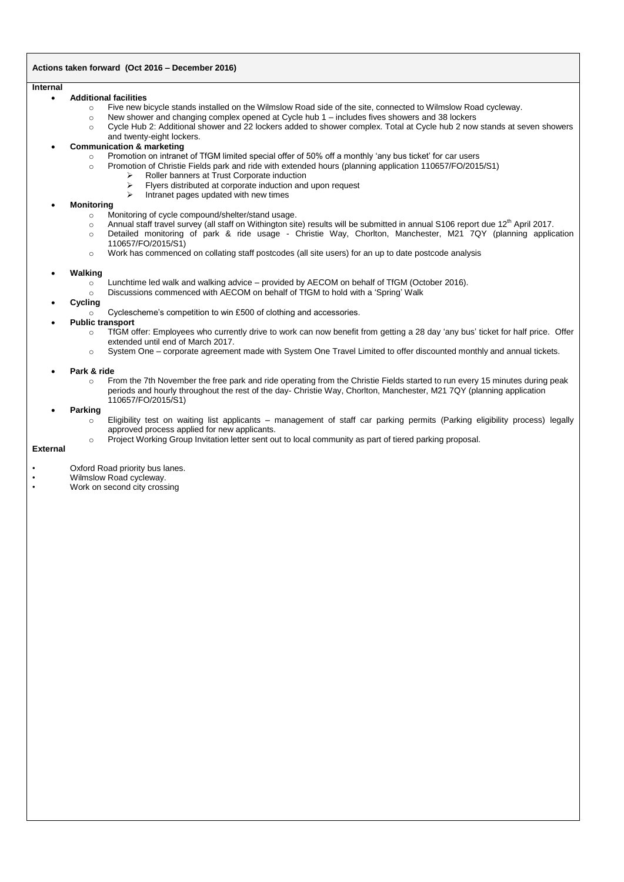## Actions taken forward (Oct 2016 – December 2016)

**Internal**

- **Additional facilities**
  - Five new bicycle stands installed on the Wilmslow Road side of the site, connected to Wilmslow Road cycleway.
  - New shower and changing complex opened at Cycle hub 1 – includes fives showers and 38 lockers
  - Cycle Hub 2: Additional shower and 22 lockers added to shower complex. Total at Cycle hub 2 now stands at seven showers and twenty-eight lockers.
- **Communication & marketing**
  - Promotion on intranet of TfGM limited special offer of 50% off a monthly 'any bus ticket' for car users
  - Promotion of Christie Fields park and ride with extended hours (planning application 110657/FO/2015/S1)
    - Roller banners at Trust Corporate induction
    - Flyers distributed at corporate induction and upon request
    - Intranet pages updated with new times
- **Monitoring**
  - Monitoring of cycle compound/shelter/stand usage.
  - Annual staff travel survey (all staff on Withington site) results will be submitted in annual S106 report due 12th April 2017.
  - Detailed monitoring of park & ride usage - Christie Way, Chorlton, Manchester, M21 7QY (planning application 110657/FO/2015/S1)
  - Work has commenced on collating staff postcodes (all site users) for an up to date postcode analysis
- **Walking**
  - Lunchtime led walk and walking advice – provided by AECOM on behalf of TfGM (October 2016).
  - Discussions commenced with AECOM on behalf of TfGM to hold with a 'Spring' Walk
- **Cycling**
  - Cyclescheme's competition to win £500 of clothing and accessories.
- **Public transport**
  - TfGM offer: Employees who currently drive to work can now benefit from getting a 28 day 'any bus' ticket for half price. Offer extended until end of March 2017.
  - System One – corporate agreement made with System One Travel Limited to offer discounted monthly and annual tickets.
- **Park & ride**
  - From the 7th November the free park and ride operating from the Christie Fields started to run every 15 minutes during peak periods and hourly throughout the rest of the day- Christie Way, Chorlton, Manchester, M21 7QY (planning application 110657/FO/2015/S1)
- **Parking**
  - Eligibility test on waiting list applicants – management of staff car parking permits (Parking eligibility process) legally approved process applied for new applicants.
  - Project Working Group Invitation letter sent out to local community as part of tiered parking proposal.

**External**

- Oxford Road priority bus lanes.
- Wilmslow Road cycleway.
- Work on second city crossing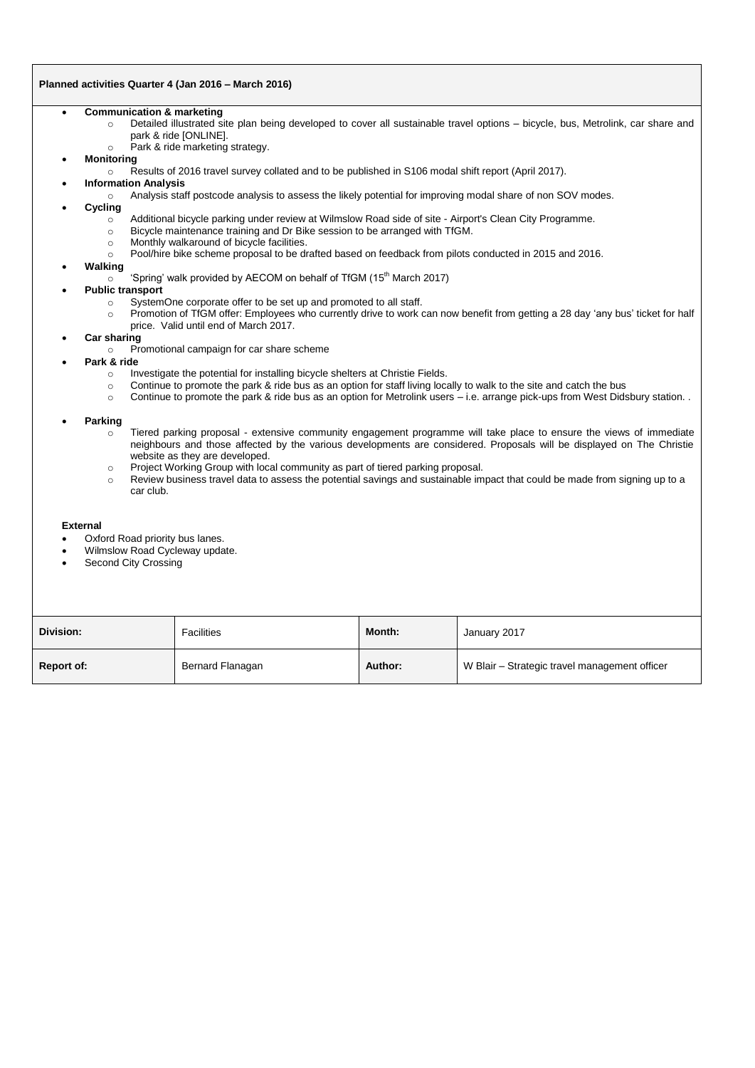**Planned activities Quarter 4 (Jan 2016 – March 2016)**

- **Communication & marketing**
  - Detailed illustrated site plan being developed to cover all sustainable travel options – bicycle, bus, Metrolink, car share and park & ride [ONLINE].
  - Park & ride marketing strategy.
- **Monitoring**
  - Results of 2016 travel survey collated and to be published in S106 modal shift report (April 2017).
- **Information Analysis**
  - Analysis staff postcode analysis to assess the likely potential for improving modal share of non SOV modes.
- **Cycling**
  - Additional bicycle parking under review at Wilmslow Road side of site - Airport's Clean City Programme.
  - Bicycle maintenance training and Dr Bike session to be arranged with TfGM.
  - Monthly walkaround of bicycle facilities.
  - Pool/hire bike scheme proposal to be drafted based on feedback from pilots conducted in 2015 and 2016.
- **Walking**
  - 'Spring' walk provided by AECOM on behalf of TfGM (15th March 2017)
- **Public transport**
  - SystemOne corporate offer to be set up and promoted to all staff.
  - Promotion of TfGM offer: Employees who currently drive to work can now benefit from getting a 28 day 'any bus' ticket for half price. Valid until end of March 2017.
- **Car sharing**
  - Promotional campaign for car share scheme
- **Park & ride**
  - Investigate the potential for installing bicycle shelters at Christie Fields.
  - Continue to promote the park & ride bus as an option for staff living locally to walk to the site and catch the bus
  - Continue to promote the park & ride bus as an option for Metrolink users – i.e. arrange pick-ups from West Didsbury station. .
- **Parking**
  - Tiered parking proposal - extensive community engagement programme will take place to ensure the views of immediate neighbours and those affected by the various developments are considered. Proposals will be displayed on The Christie website as they are developed.
  - Project Working Group with local community as part of tiered parking proposal.
  - Review business travel data to assess the potential savings and sustainable impact that could be made from signing up to a car club.

**External**

- Oxford Road priority bus lanes.
- Wilmslow Road Cycleway update.
- Second City Crossing

| | | | |
|---|---|---|---|
| **Division:** | Facilities | **Month:** | January 2017 |
| **Report of:** | Bernard Flanagan | **Author:** | W Blair – Strategic travel management officer |